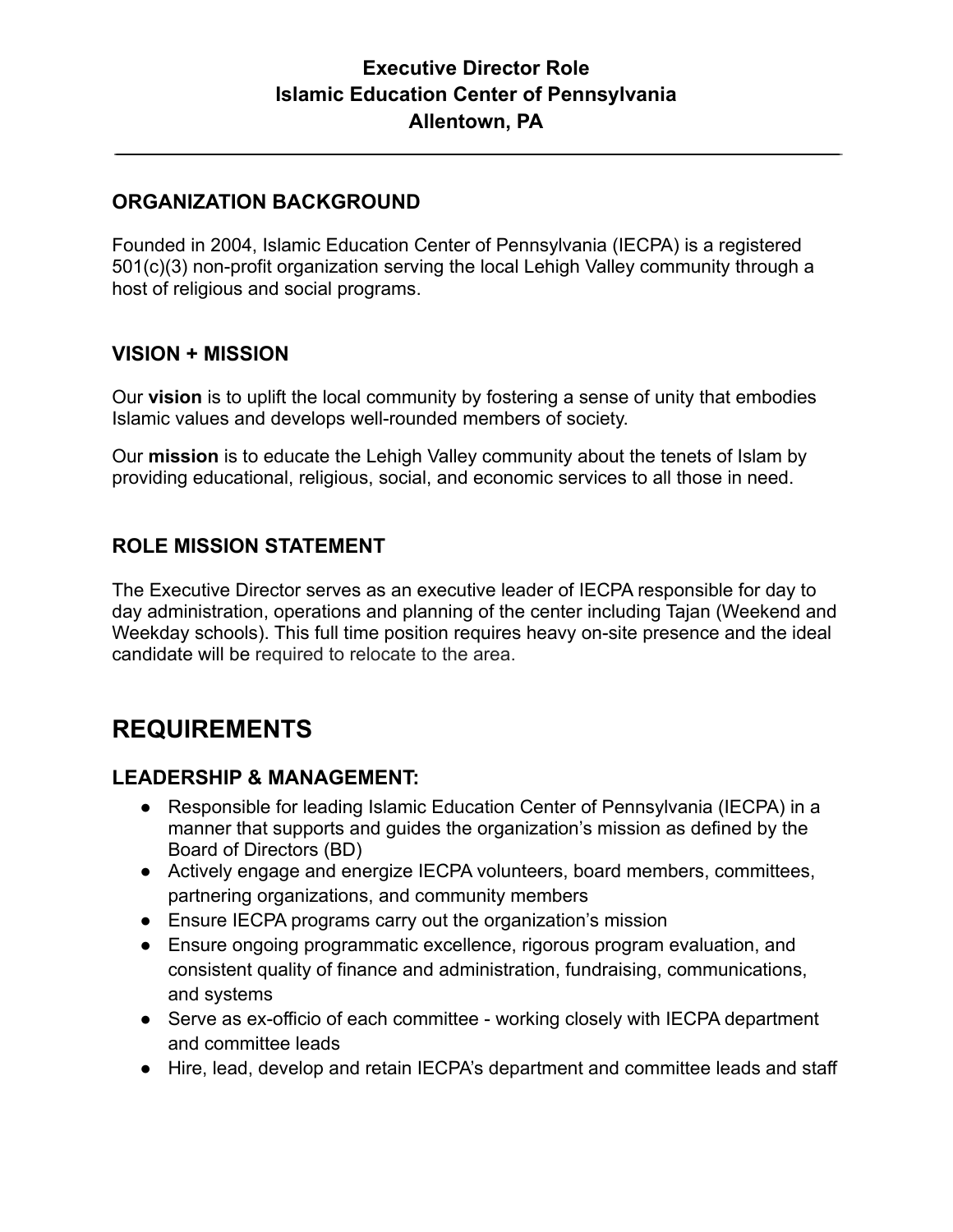# Executive Director Role
# Islamic Education Center of Pennsylvania
# Allentown, PA

---

### ORGANIZATION BACKGROUND

Founded in 2004, Islamic Education Center of Pennsylvania (IECPA) is a registered 501(c)(3) non-profit organization serving the local Lehigh Valley community through a host of religious and social programs.

### VISION + MISSION

Our **vision** is to uplift the local community by fostering a sense of unity that embodies Islamic values and develops well-rounded members of society.

Our **mission** is to educate the Lehigh Valley community about the tenets of Islam by providing educational, religious, social, and economic services to all those in need.

### ROLE MISSION STATEMENT

The Executive Director serves as an executive leader of IECPA responsible for day to day administration, operations and planning of the center including Tajan (Weekend and Weekday schools). This full time position requires heavy on-site presence and the ideal candidate will be required to relocate to the area.

## REQUIREMENTS

### LEADERSHIP & MANAGEMENT:

- Responsible for leading Islamic Education Center of Pennsylvania (IECPA) in a manner that supports and guides the organization's mission as defined by the Board of Directors (BD)
- Actively engage and energize IECPA volunteers, board members, committees, partnering organizations, and community members
- Ensure IECPA programs carry out the organization's mission
- Ensure ongoing programmatic excellence, rigorous program evaluation, and consistent quality of finance and administration, fundraising, communications, and systems
- Serve as ex-officio of each committee - working closely with IECPA department and committee leads
- Hire, lead, develop and retain IECPA's department and committee leads and staff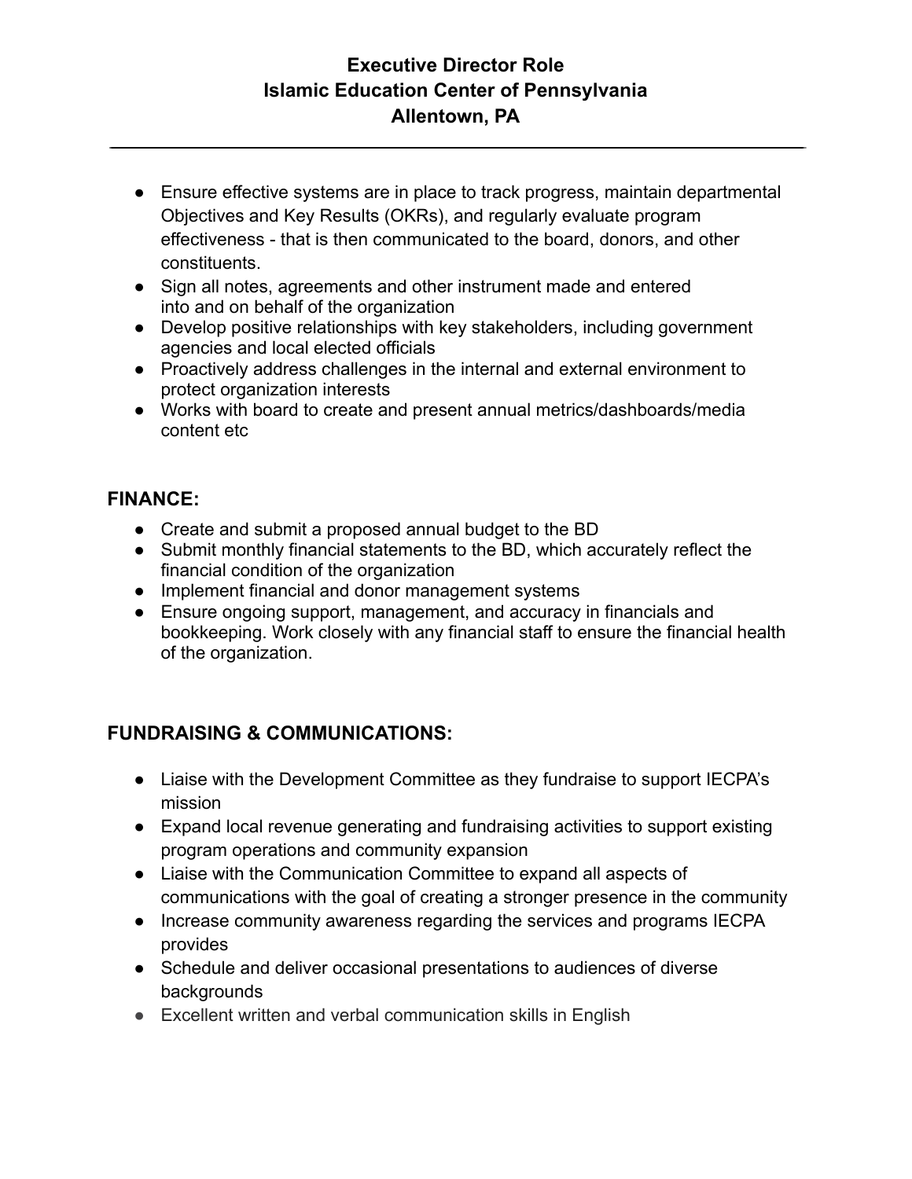- Ensure effective systems are in place to track progress, maintain departmental Objectives and Key Results (OKRs), and regularly evaluate program effectiveness - that is then communicated to the board, donors, and other constituents.
- Sign all notes, agreements and other instrument made and entered into and on behalf of the organization
- Develop positive relationships with key stakeholders, including government agencies and local elected officials
- Proactively address challenges in the internal and external environment to protect organization interests
- Works with board to create and present annual metrics/dashboards/media content etc

## FINANCE:

- Create and submit a proposed annual budget to the BD
- Submit monthly financial statements to the BD, which accurately reflect the financial condition of the organization
- Implement financial and donor management systems
- Ensure ongoing support, management, and accuracy in financials and bookkeeping. Work closely with any financial staff to ensure the financial health of the organization.

## FUNDRAISING & COMMUNICATIONS:

- Liaise with the Development Committee as they fundraise to support IECPA's mission
- Expand local revenue generating and fundraising activities to support existing program operations and community expansion
- Liaise with the Communication Committee to expand all aspects of communications with the goal of creating a stronger presence in the community
- Increase community awareness regarding the services and programs IECPA provides
- Schedule and deliver occasional presentations to audiences of diverse backgrounds
- Excellent written and verbal communication skills in English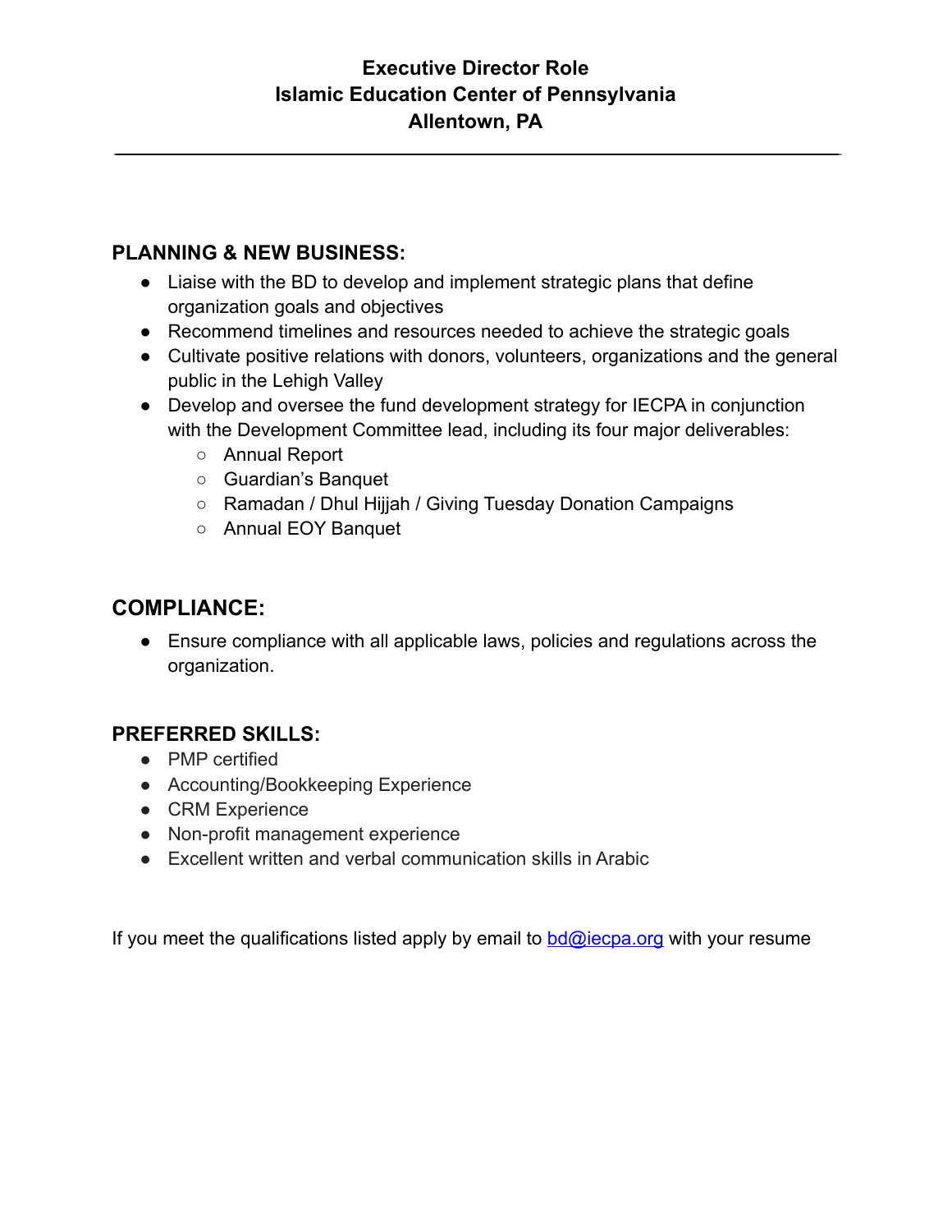**Executive Director Role**
**Islamic Education Center of Pennsylvania**
**Allentown, PA**

---

## PLANNING & NEW BUSINESS:

- Liaise with the BD to develop and implement strategic plans that define organization goals and objectives
- Recommend timelines and resources needed to achieve the strategic goals
- Cultivate positive relations with donors, volunteers, organizations and the general public in the Lehigh Valley
- Develop and oversee the fund development strategy for IECPA in conjunction with the Development Committee lead, including its four major deliverables:
  - Annual Report
  - Guardian's Banquet
  - Ramadan / Dhul Hijjah / Giving Tuesday Donation Campaigns
  - Annual EOY Banquet

## COMPLIANCE:

- Ensure compliance with all applicable laws, policies and regulations across the organization.

## PREFERRED SKILLS:

- PMP certified
- Accounting/Bookkeeping Experience
- CRM Experience
- Non-profit management experience
- Excellent written and verbal communication skills in Arabic

If you meet the qualifications listed apply by email to [bd@iecpa.org](mailto:bd@iecpa.org) with your resume